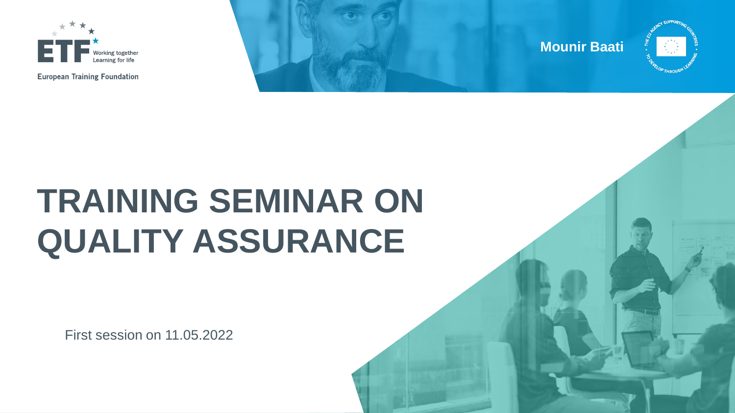European Training Foundation

Working together
Learning for life

**Mounir Baati**

# TRAINING SEMINAR ON QUALITY ASSURANCE

First session on 11.05.2022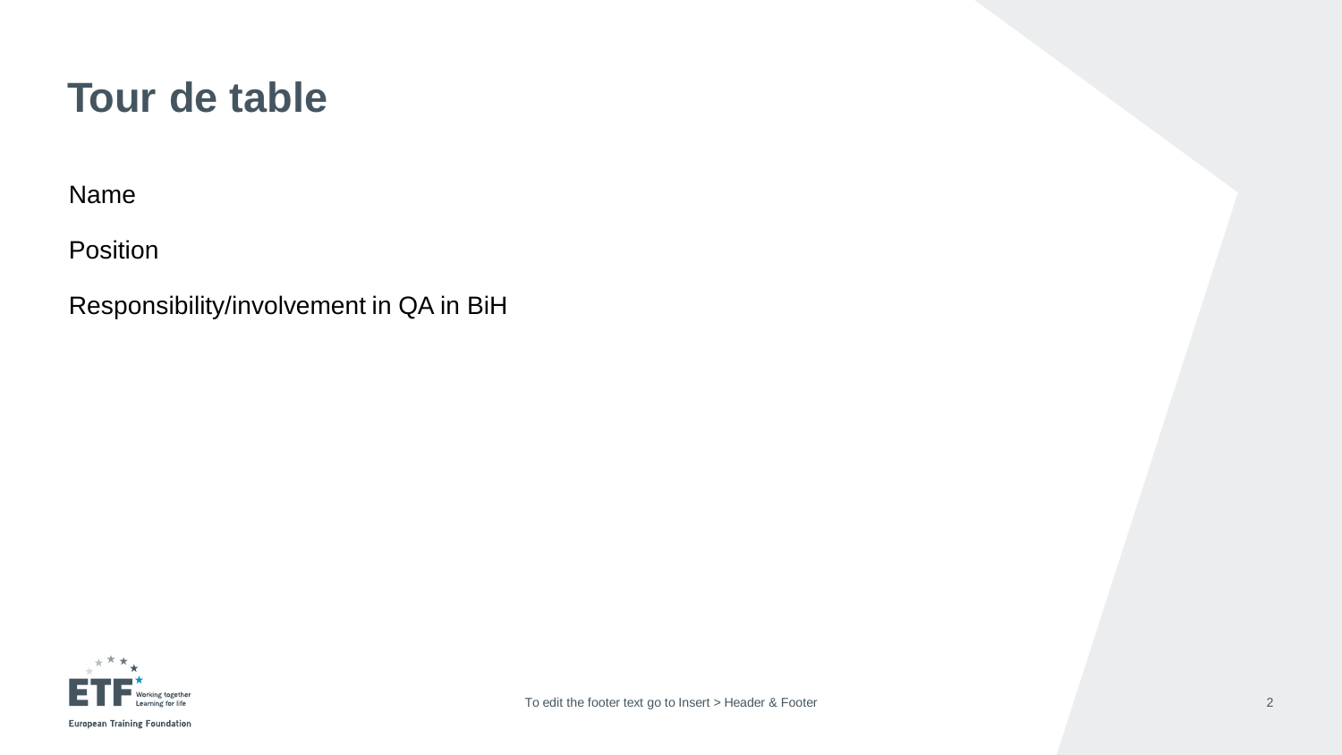# Tour de table

Name

Position

Responsibility/involvement in QA in BiH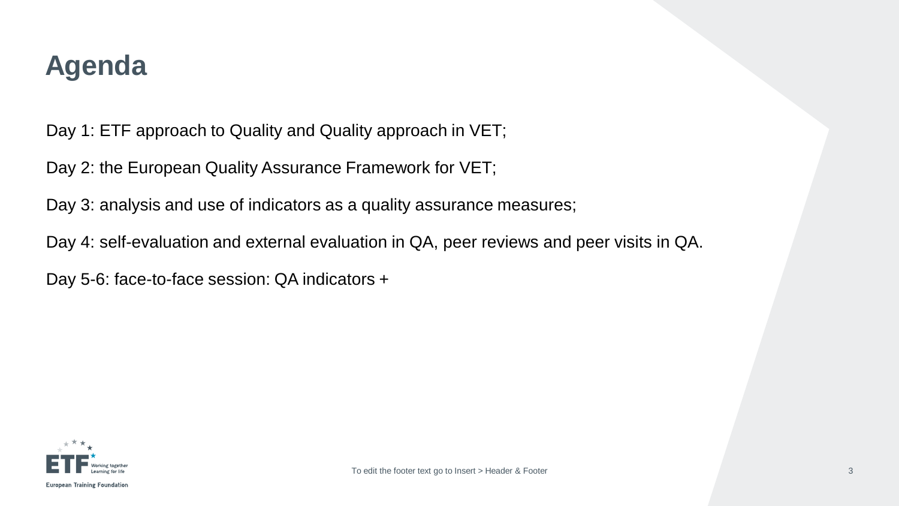# Agenda

Day 1: ETF approach to Quality and Quality approach in VET;

Day 2: the European Quality Assurance Framework for VET;

Day 3: analysis and use of indicators as a quality assurance measures;

Day 4: self-evaluation and external evaluation in QA, peer reviews and peer visits in QA.

Day 5-6: face-to-face session: QA indicators +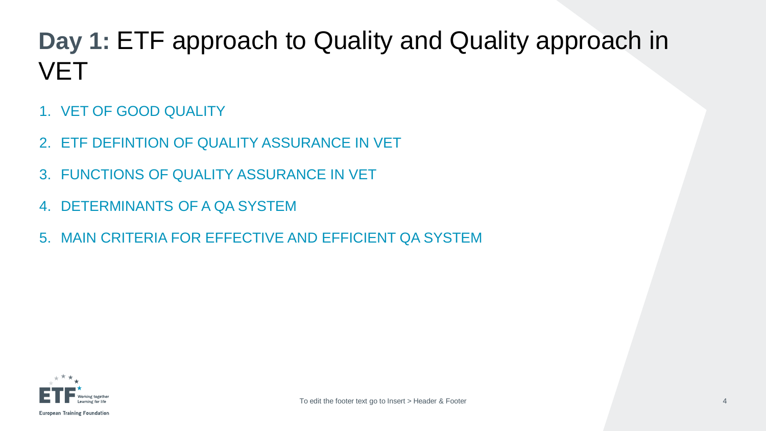# **Day 1:** ETF approach to Quality and Quality approach in VET

1. VET OF GOOD QUALITY
2. ETF DEFINTION OF QUALITY ASSURANCE IN VET
3. FUNCTIONS OF QUALITY ASSURANCE IN VET
4. DETERMINANTS OF A QA SYSTEM
5. MAIN CRITERIA FOR EFFECTIVE AND EFFICIENT QA SYSTEM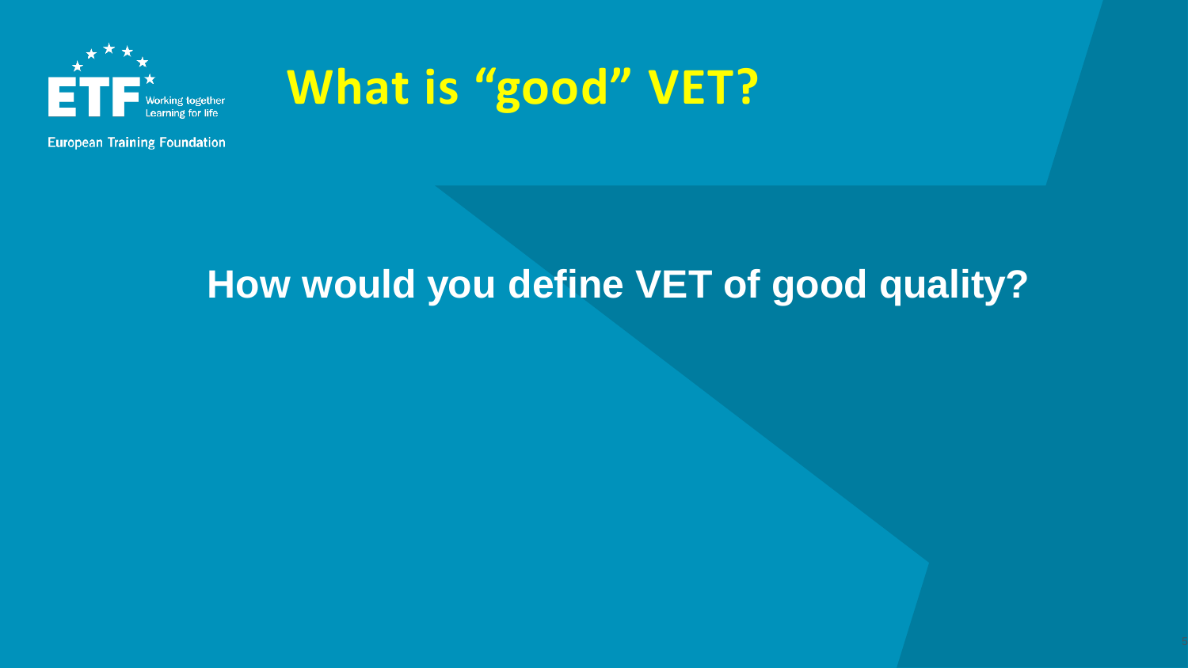European Training Foundation

Working together
Learning for life

# What is "good" VET?

## How would you define VET of good quality?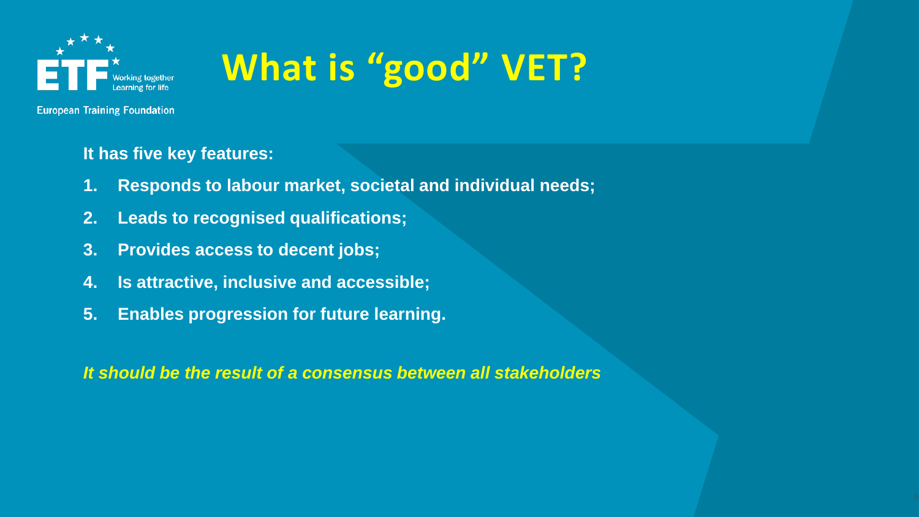# What is “good” VET?

**It has five key features:**

1. **Responds to labour market, societal and individual needs;**
2. **Leads to recognised qualifications;**
3. **Provides access to decent jobs;**
4. **Is attractive, inclusive and accessible;**
5. **Enables progression for future learning.**

***It should be the result of a consensus between all stakeholders***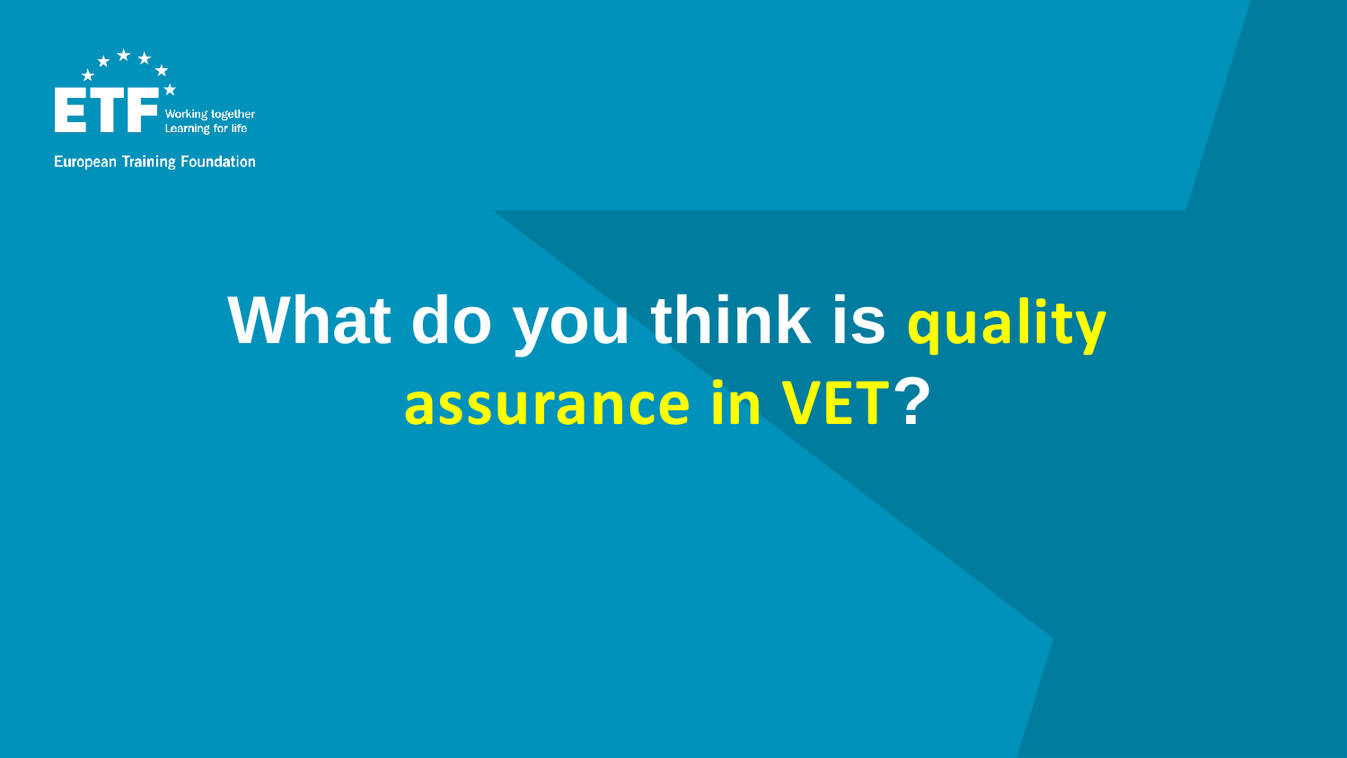# What do you think is quality assurance in VET?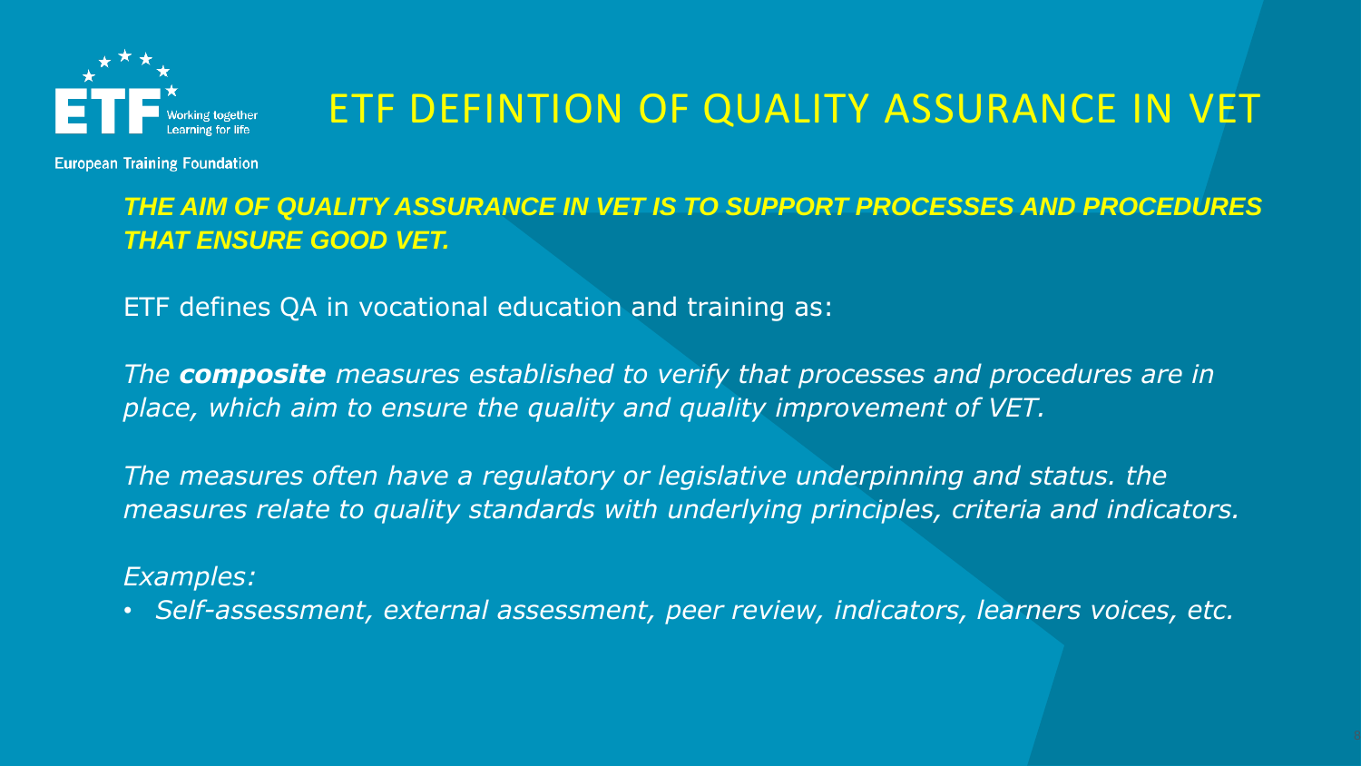# ETF DEFINTION OF QUALITY ASSURANCE IN VET

***THE AIM OF QUALITY ASSURANCE IN VET IS TO SUPPORT PROCESSES AND PROCEDURES THAT ENSURE GOOD VET.***

ETF defines QA in vocational education and training as:

*The **composite** measures established to verify that processes and procedures are in place, which aim to ensure the quality and quality improvement of VET.*

*The measures often have a regulatory or legislative underpinning and status. the measures relate to quality standards with underlying principles, criteria and indicators.*

*Examples:*

- *Self-assessment, external assessment, peer review, indicators, learners voices, etc.*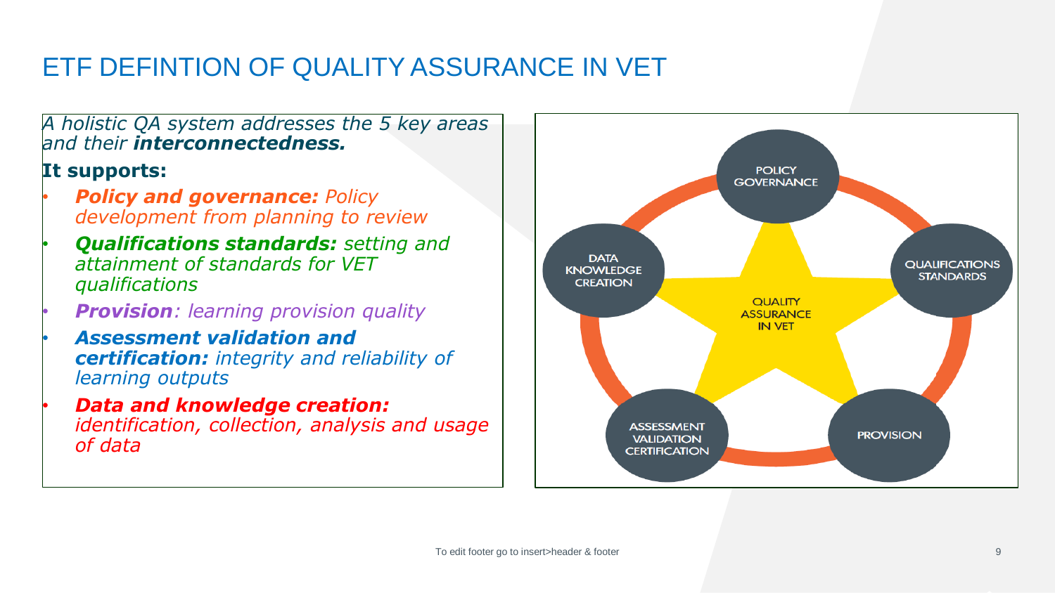# ETF DEFINTION OF QUALITY ASSURANCE IN VET

*A holistic QA system addresses the 5 key areas and their* ***interconnectedness.***

**It supports:**

- ***Policy and governance:*** *Policy development from planning to review*
- ***Qualifications standards:*** *setting and attainment of standards for VET qualifications*
- ***Provision****: learning provision quality*
- ***Assessment validation and certification:*** *integrity and reliability of learning outputs*
- ***Data and knowledge creation:*** *identification, collection, analysis and usage of data*

POLICY GOVERNANCE

QUALIFICATIONS STANDARDS

PROVISION

ASSESSMENT VALIDATION CERTIFICATION

DATA KNOWLEDGE CREATION

QUALITY ASSURANCE IN VET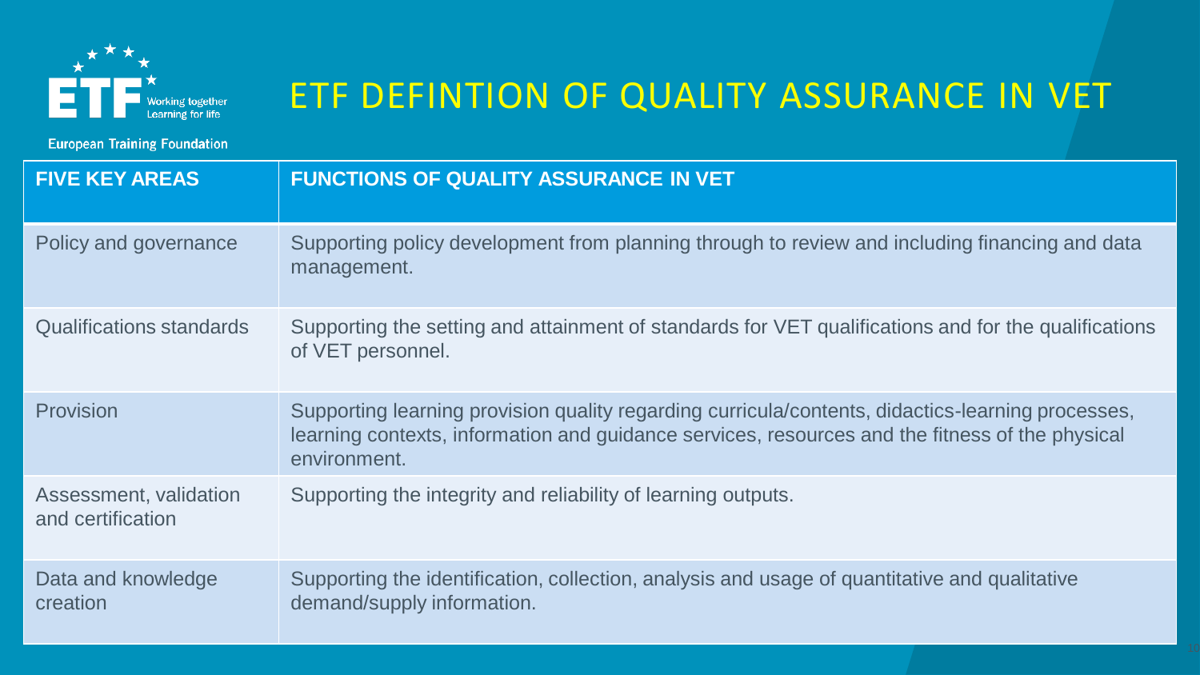# ETF DEFINTION OF QUALITY ASSURANCE IN VET

| FIVE KEY AREAS | FUNCTIONS OF QUALITY ASSURANCE IN VET |
| --- | --- |
| Policy and governance | Supporting policy development from planning through to review and including financing and data management. |
| Qualifications standards | Supporting the setting and attainment of standards for VET qualifications and for the qualifications of VET personnel. |
| Provision | Supporting learning provision quality regarding curricula/contents, didactics-learning processes, learning contexts, information and guidance services, resources and the fitness of the physical environment. |
| Assessment, validation and certification | Supporting the integrity and reliability of learning outputs. |
| Data and knowledge creation | Supporting the identification, collection, analysis and usage of quantitative and qualitative demand/supply information. |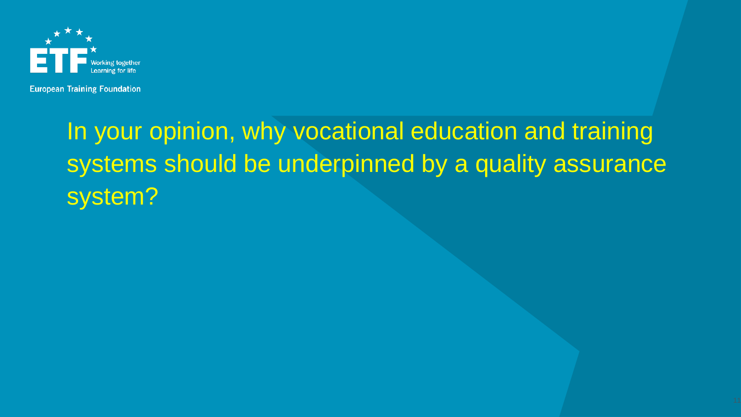European Training Foundation

In your opinion, why vocational education and training systems should be underpinned by a quality assurance system?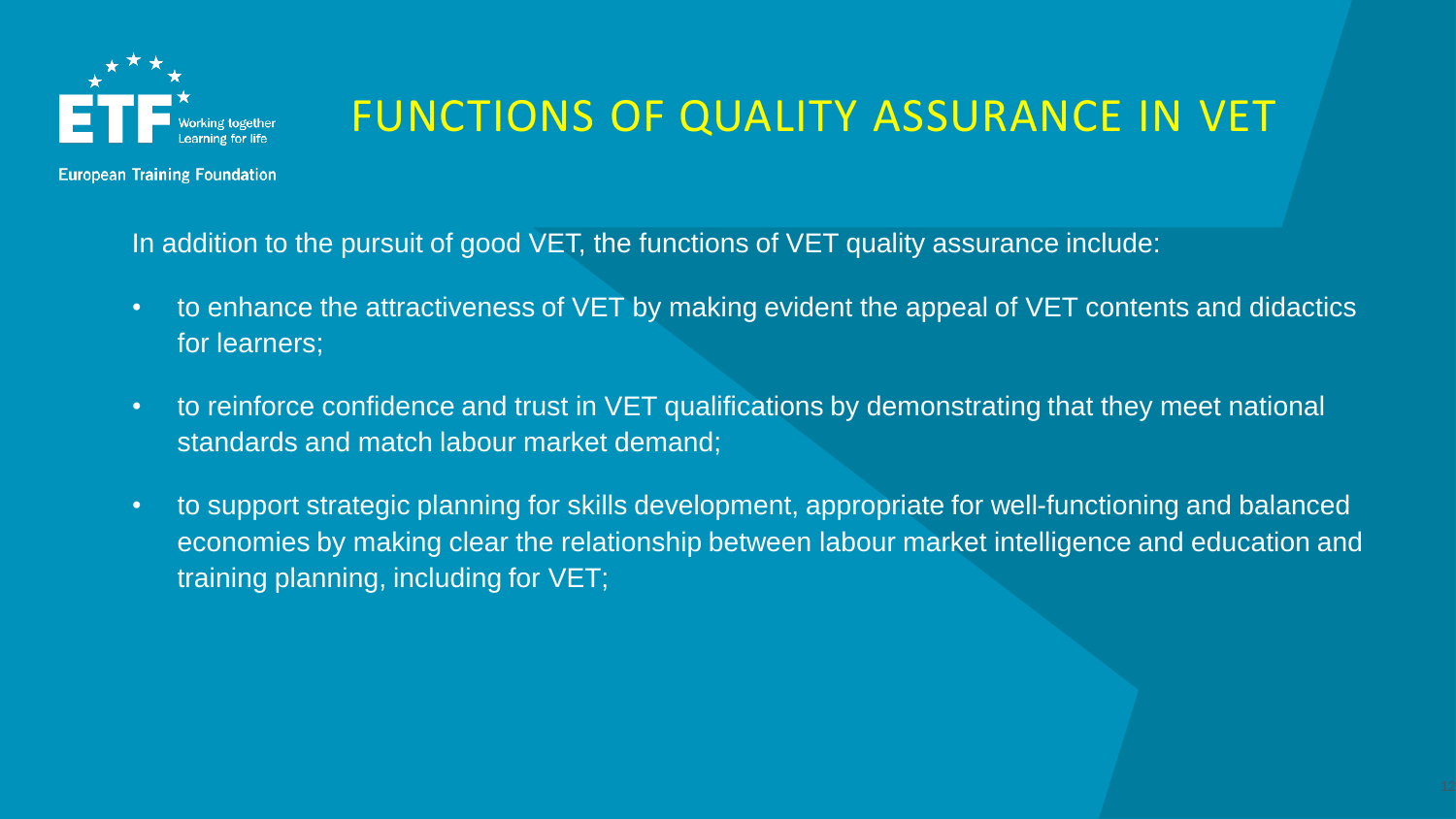# FUNCTIONS OF QUALITY ASSURANCE IN VET

In addition to the pursuit of good VET, the functions of VET quality assurance include:

- to enhance the attractiveness of VET by making evident the appeal of VET contents and didactics for learners;
- to reinforce confidence and trust in VET qualifications by demonstrating that they meet national standards and match labour market demand;
- to support strategic planning for skills development, appropriate for well-functioning and balanced economies by making clear the relationship between labour market intelligence and education and training planning, including for VET;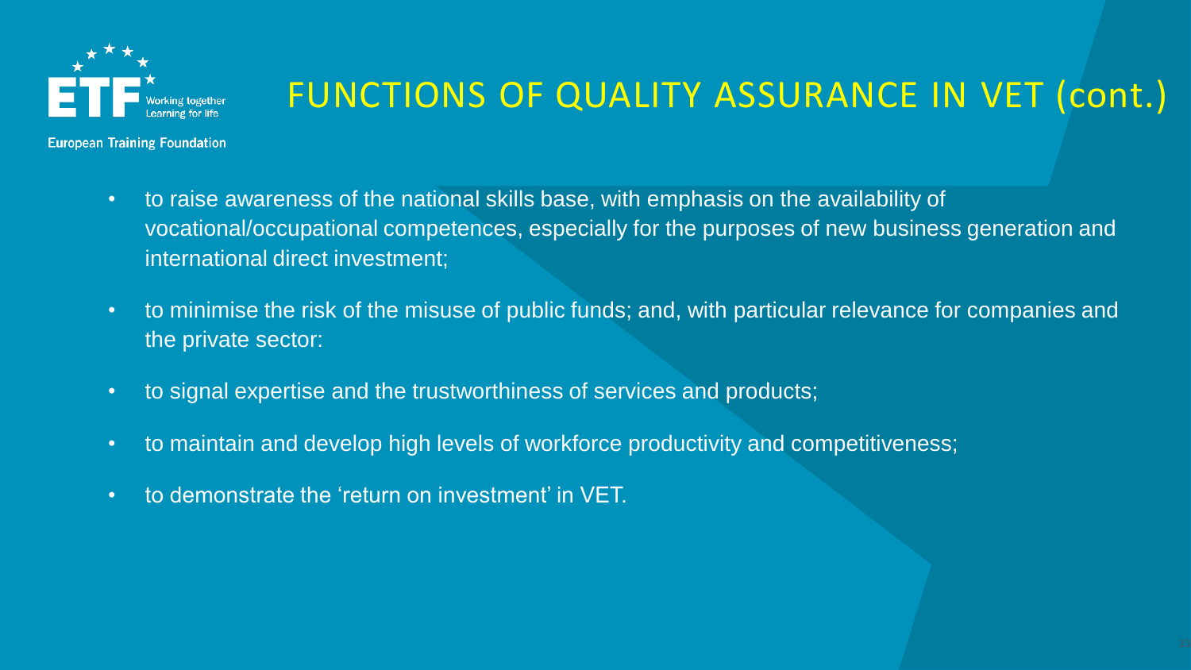# FUNCTIONS OF QUALITY ASSURANCE IN VET (cont.)

- to raise awareness of the national skills base, with emphasis on the availability of vocational/occupational competences, especially for the purposes of new business generation and international direct investment;
- to minimise the risk of the misuse of public funds; and, with particular relevance for companies and the private sector:
- to signal expertise and the trustworthiness of services and products;
- to maintain and develop high levels of workforce productivity and competitiveness;
- to demonstrate the 'return on investment' in VET.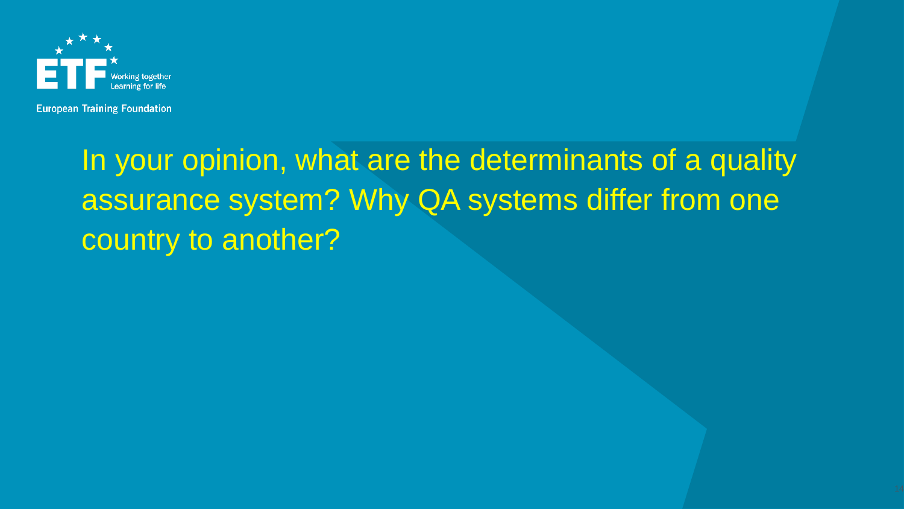In your opinion, what are the determinants of a quality assurance system? Why QA systems differ from one country to another?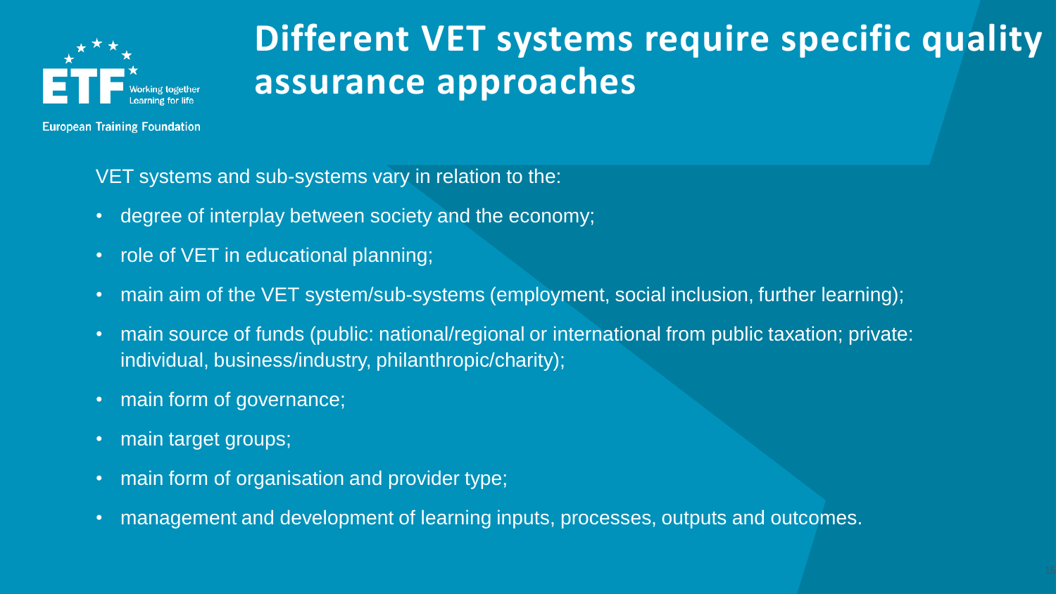# Different VET systems require specific quality assurance approaches

VET systems and sub-systems vary in relation to the:

- degree of interplay between society and the economy;
- role of VET in educational planning;
- main aim of the VET system/sub-systems (employment, social inclusion, further learning);
- main source of funds (public: national/regional or international from public taxation; private: individual, business/industry, philanthropic/charity);
- main form of governance;
- main target groups;
- main form of organisation and provider type;
- management and development of learning inputs, processes, outputs and outcomes.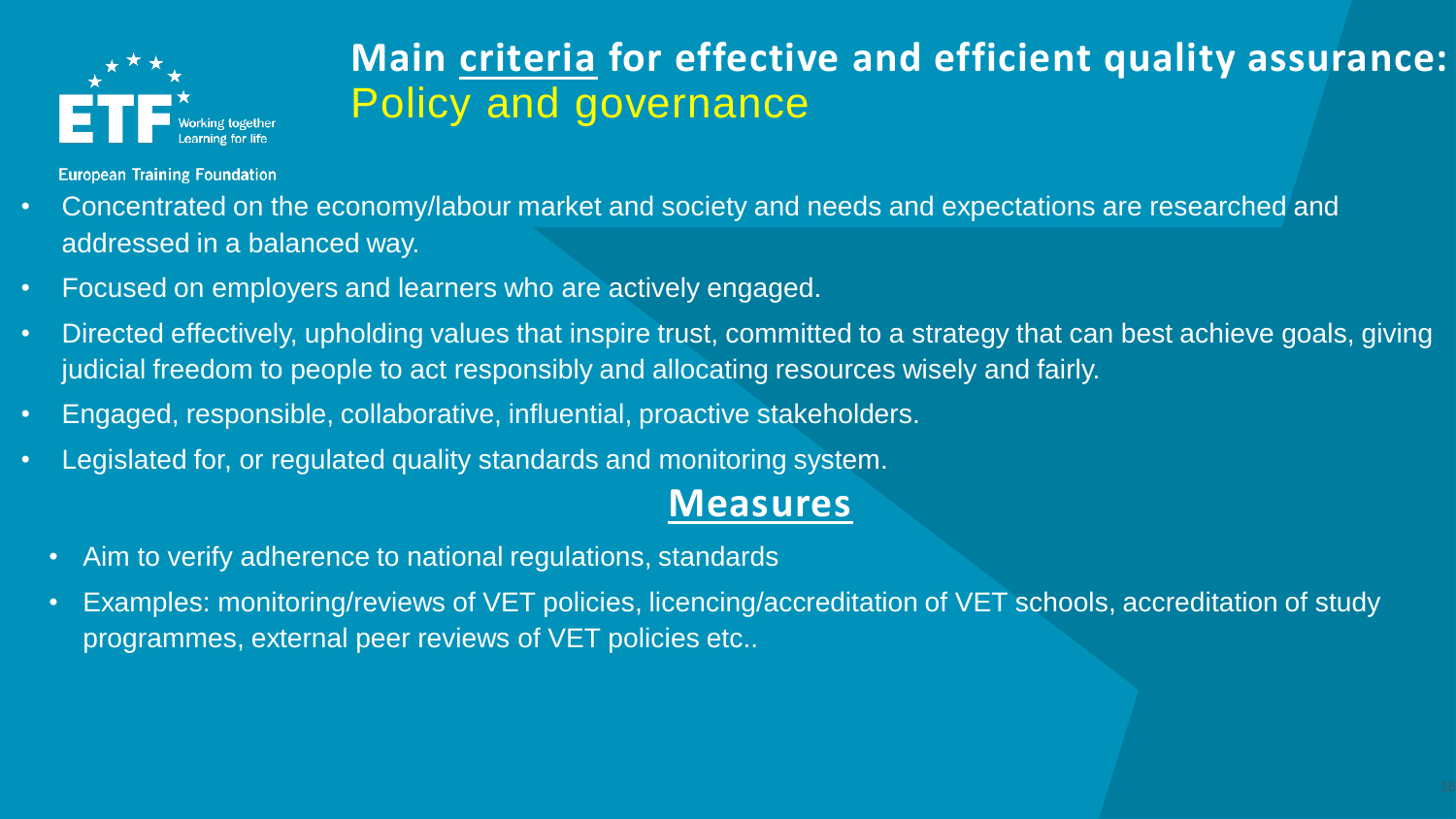# Main criteria for effective and efficient quality assurance: Policy and governance

- Concentrated on the economy/labour market and society and needs and expectations are researched and addressed in a balanced way.
- Focused on employers and learners who are actively engaged.
- Directed effectively, upholding values that inspire trust, committed to a strategy that can best achieve goals, giving judicial freedom to people to act responsibly and allocating resources wisely and fairly.
- Engaged, responsible, collaborative, influential, proactive stakeholders.
- Legislated for, or regulated quality standards and monitoring system.

## Measures

- Aim to verify adherence to national regulations, standards
- Examples: monitoring/reviews of VET policies, licencing/accreditation of VET schools, accreditation of study programmes, external peer reviews of VET policies etc..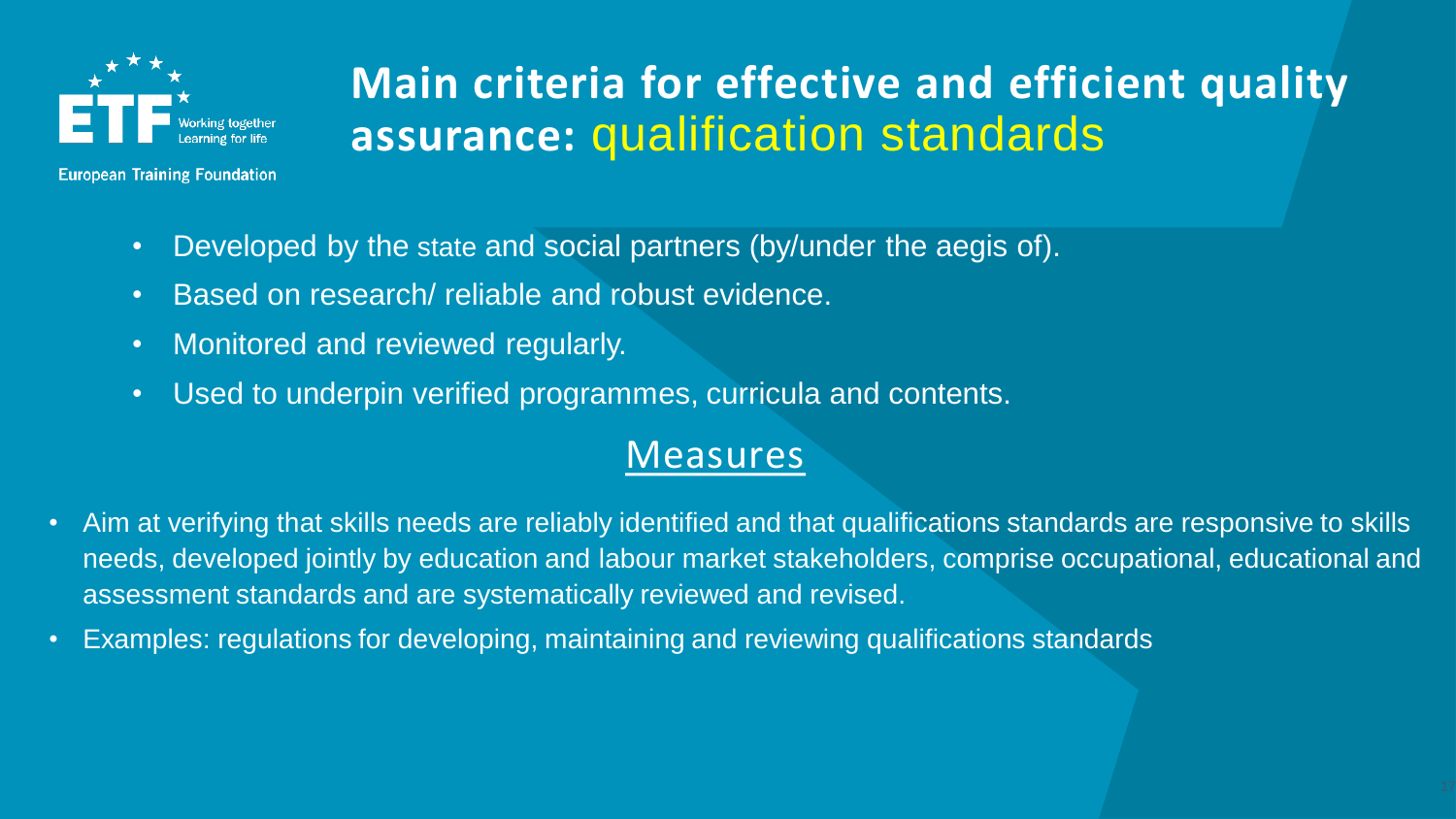# Main criteria for effective and efficient quality assurance: qualification standards

- Developed by the state and social partners (by/under the aegis of).
- Based on research/ reliable and robust evidence.
- Monitored and reviewed regularly.
- Used to underpin verified programmes, curricula and contents.

## Measures

- Aim at verifying that skills needs are reliably identified and that qualifications standards are responsive to skills needs, developed jointly by education and labour market stakeholders, comprise occupational, educational and assessment standards and are systematically reviewed and revised.
- Examples: regulations for developing, maintaining and reviewing qualifications standards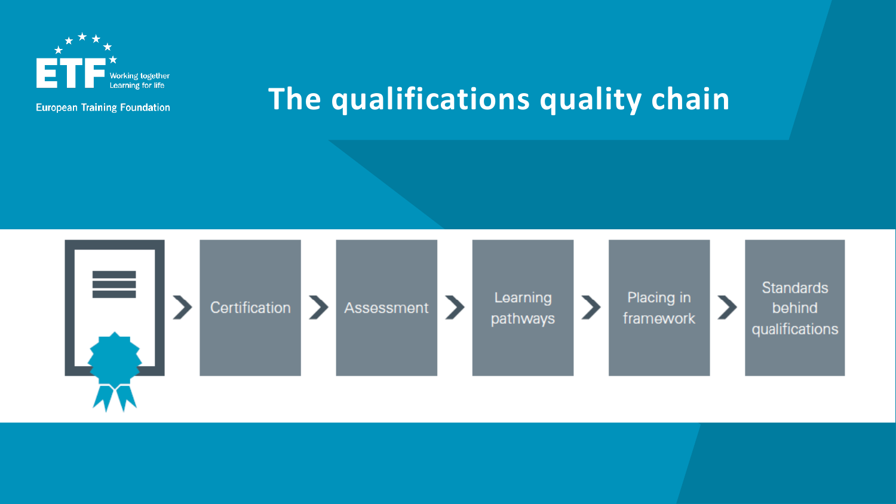# The qualifications quality chain

Certification > Assessment > Learning pathways > Placing in framework > Standards behind qualifications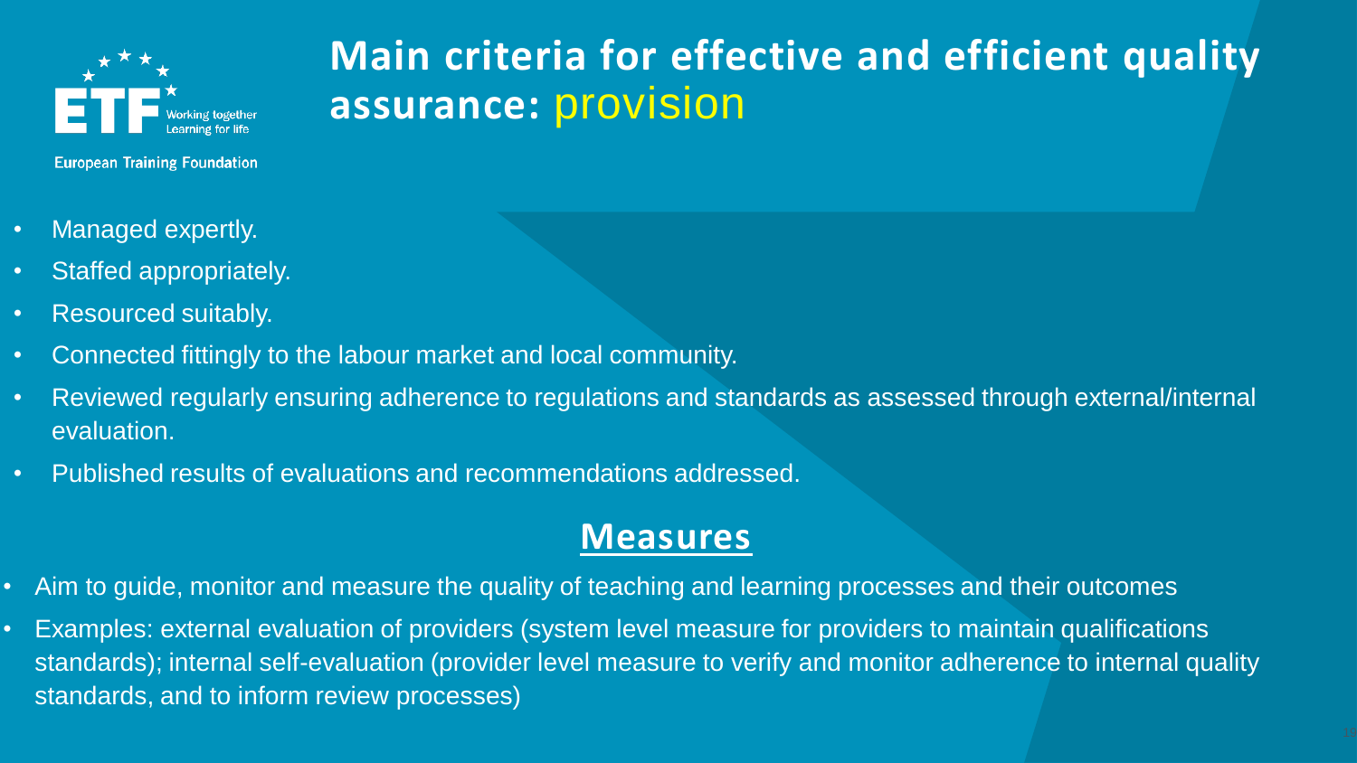# Main criteria for effective and efficient quality assurance: provision

- Managed expertly.
- Staffed appropriately.
- Resourced suitably.
- Connected fittingly to the labour market and local community.
- Reviewed regularly ensuring adherence to regulations and standards as assessed through external/internal evaluation.
- Published results of evaluations and recommendations addressed.

## Measures

- Aim to guide, monitor and measure the quality of teaching and learning processes and their outcomes
- Examples: external evaluation of providers (system level measure for providers to maintain qualifications standards); internal self-evaluation (provider level measure to verify and monitor adherence to internal quality standards, and to inform review processes)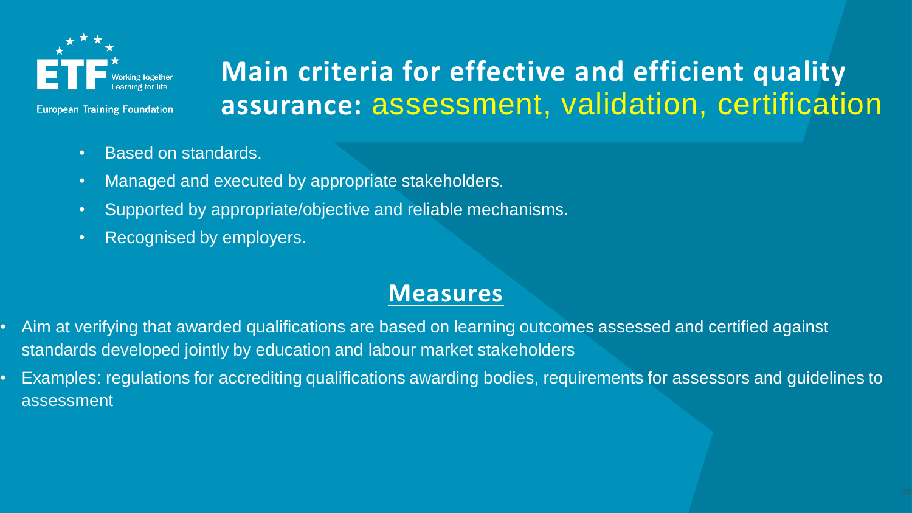# Main criteria for effective and efficient quality assurance: assessment, validation, certification

- Based on standards.
- Managed and executed by appropriate stakeholders.
- Supported by appropriate/objective and reliable mechanisms.
- Recognised by employers.

## Measures

- Aim at verifying that awarded qualifications are based on learning outcomes assessed and certified against standards developed jointly by education and labour market stakeholders
- Examples: regulations for accrediting qualifications awarding bodies, requirements for assessors and guidelines to assessment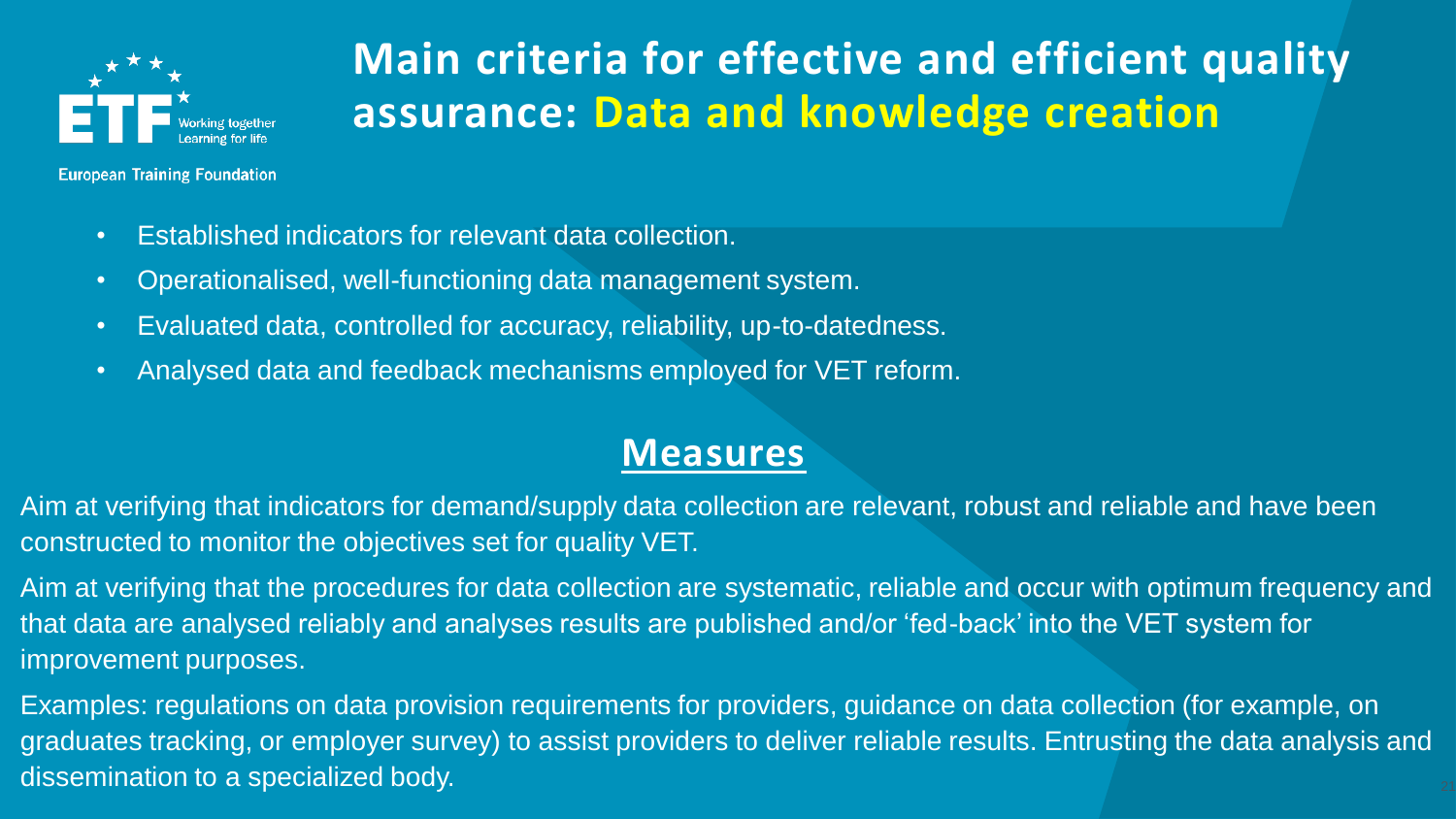European Training Foundation

# Main criteria for effective and efficient quality assurance: Data and knowledge creation

- Established indicators for relevant data collection.
- Operationalised, well-functioning data management system.
- Evaluated data, controlled for accuracy, reliability, up-to-datedness.
- Analysed data and feedback mechanisms employed for VET reform.

## Measures

Aim at verifying that indicators for demand/supply data collection are relevant, robust and reliable and have been constructed to monitor the objectives set for quality VET.

Aim at verifying that the procedures for data collection are systematic, reliable and occur with optimum frequency and that data are analysed reliably and analyses results are published and/or 'fed-back' into the VET system for improvement purposes.

Examples: regulations on data provision requirements for providers, guidance on data collection (for example, on graduates tracking, or employer survey) to assist providers to deliver reliable results. Entrusting the data analysis and dissemination to a specialized body.